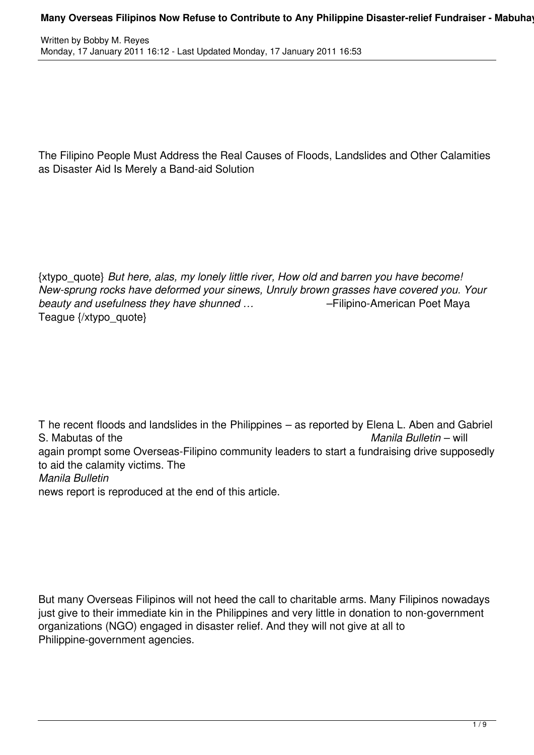Written by Bobby M. Reyes
Monday, 17 January 2011 16:12 - Last Updated Monday, 17 January 2011 16:53

The Filipino People Must Address the Real Causes of Floods, Landslides and Other Calamities as Disaster Aid Is Merely a Band-aid Solution

{xtypo_quote} *But here, alas, my lonely little river, How old and barren you have become! New-sprung rocks have deformed your sinews, Unruly brown grasses have covered you. Your beauty and usefulness they have shunned …* –Filipino-American Poet Maya Teague {/xtypo_quote}

T he recent floods and landslides in the Philippines – as reported by Elena L. Aben and Gabriel S. Mabutas of the *Manila Bulletin* – will again prompt some Overseas-Filipino community leaders to start a fundraising drive supposedly to aid the calamity victims. The *Manila Bulletin* news report is reproduced at the end of this article.

But many Overseas Filipinos will not heed the call to charitable arms. Many Filipinos nowadays just give to their immediate kin in the Philippines and very little in donation to non-government organizations (NGO) engaged in disaster relief. And they will not give at all to Philippine-government agencies.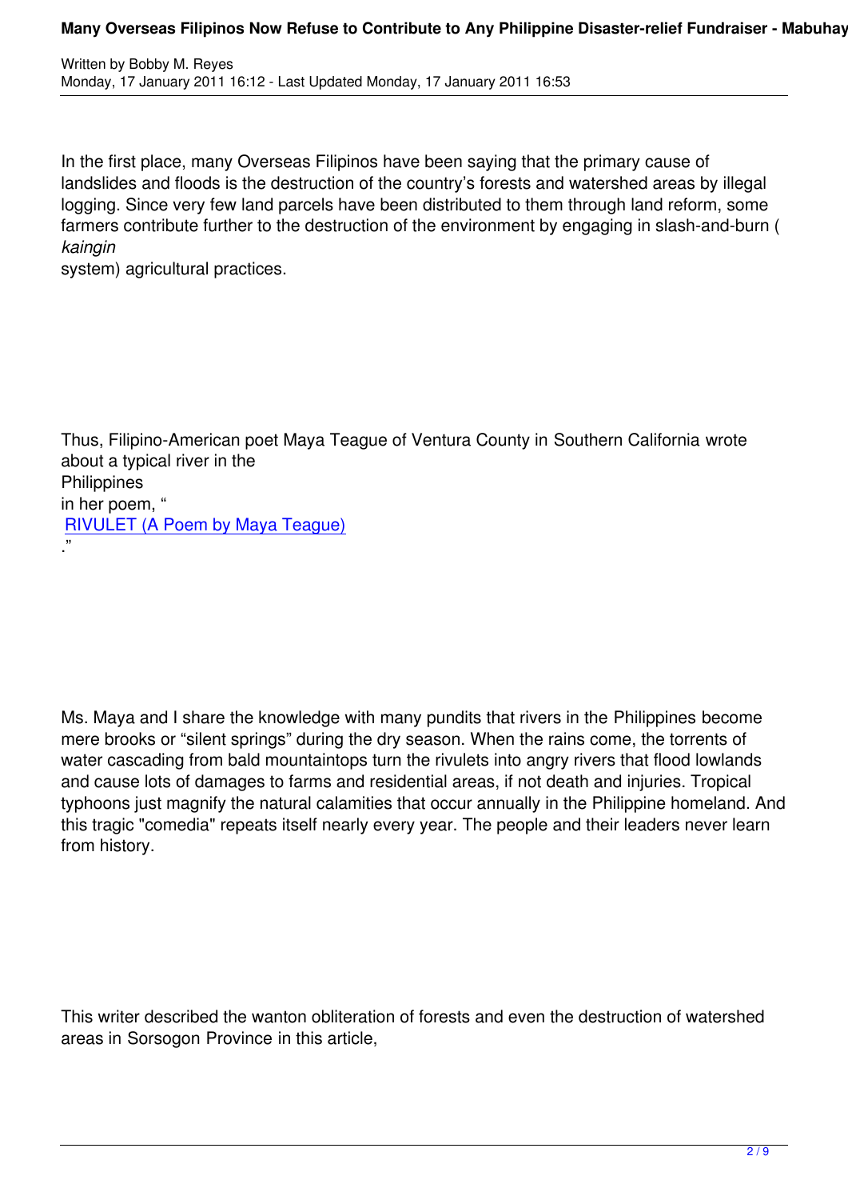In the first place, many Overseas Filipinos have been saying that the primary cause of landslides and floods is the destruction of the country's forests and watershed areas by illegal logging. Since very few land parcels have been distributed to them through land reform, some farmers contribute further to the destruction of the environment by engaging in slash-and-burn (*kaingin* system) agricultural practices.

Thus, Filipino-American poet Maya Teague of Ventura County in Southern California wrote about a typical river in the Philippines in her poem, "RIVULET (A Poem by Maya Teague)."

Ms. Maya and I share the knowledge with many pundits that rivers in the Philippines become mere brooks or "silent springs" during the dry season. When the rains come, the torrents of water cascading from bald mountaintops turn the rivulets into angry rivers that flood lowlands and cause lots of damages to farms and residential areas, if not death and injuries. Tropical typhoons just magnify the natural calamities that occur annually in the Philippine homeland. And this tragic "comedia" repeats itself nearly every year. The people and their leaders never learn from history.

This writer described the wanton obliteration of forests and even the destruction of watershed areas in Sorsogon Province in this article,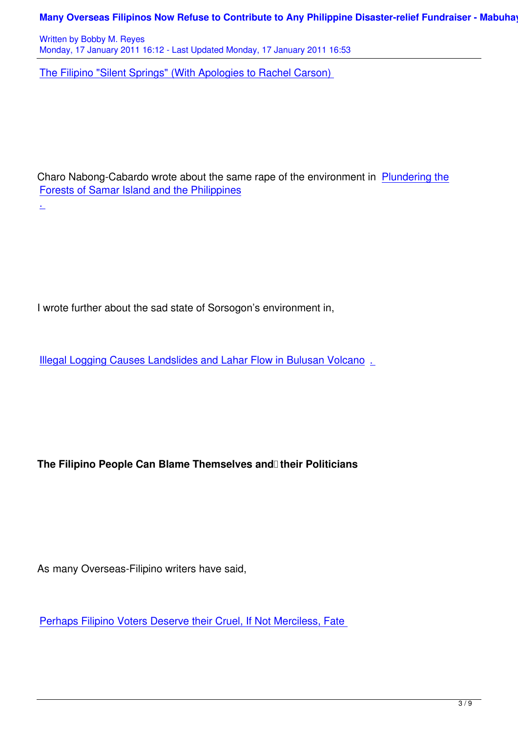[The Filipino "Silent Springs" (With Apologies to Rachel Carson)]

Charo Nabong-Cabardo wrote about the same rape of the environment in [Plundering the Forests of Samar Island and the Philippines].

I wrote further about the sad state of Sorsogon's environment in,

[Illegal Logging Causes Landslides and Lahar Flow in Bulusan Volcano].

**The Filipino People Can Blame Themselves and their Politicians**

As many Overseas-Filipino writers have said,

[Perhaps Filipino Voters Deserve their Cruel, If Not Merciless, Fate]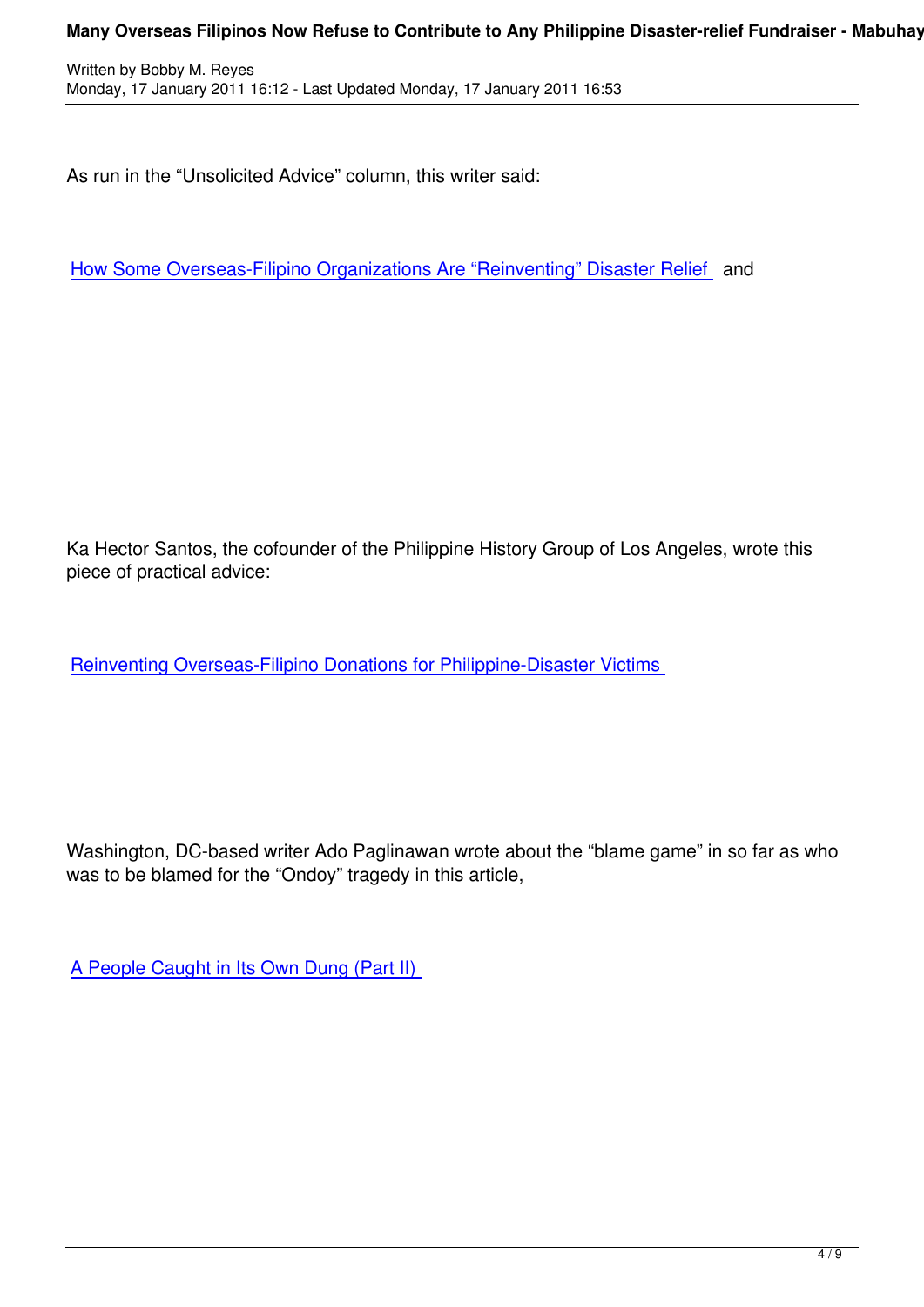As run in the “Unsolicited Advice” column, this writer said:

[How Some Overseas-Filipino Organizations Are “Reinventing” Disaster Relief](#) and

Ka Hector Santos, the cofounder of the Philippine History Group of Los Angeles, wrote this piece of practical advice:

[Reinventing Overseas-Filipino Donations for Philippine-Disaster Victims](#)

Washington, DC-based writer Ado Paglinawan wrote about the “blame game” in so far as who was to be blamed for the “Ondoy” tragedy in this article,

[A People Caught in Its Own Dung (Part II)](#)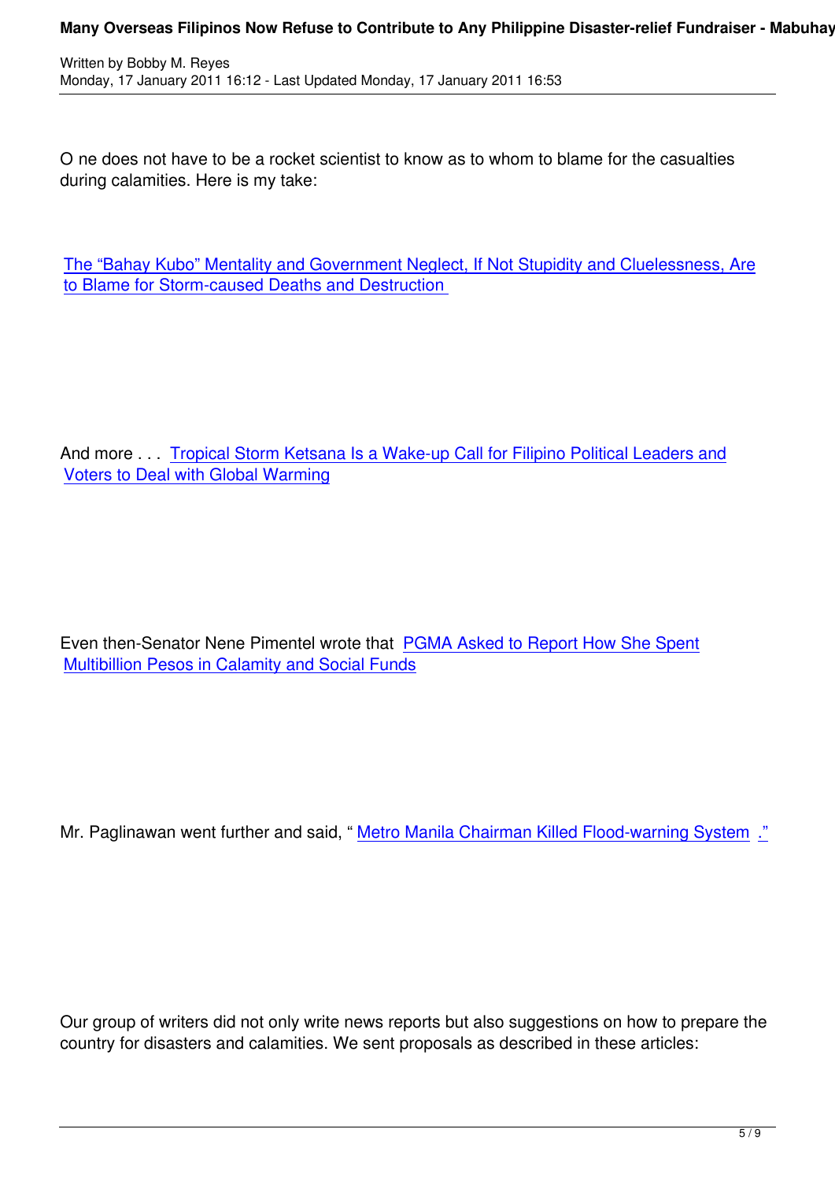One does not have to be a rocket scientist to know as to whom to blame for the casualties during calamities. Here is my take:

The "Bahay Kubo" Mentality and Government Neglect, If Not Stupidity and Cluelessness, Are to Blame for Storm-caused Deaths and Destruction

And more . . . Tropical Storm Ketsana Is a Wake-up Call for Filipino Political Leaders and Voters to Deal with Global Warming

Even then-Senator Nene Pimentel wrote that PGMA Asked to Report How She Spent Multibillion Pesos in Calamity and Social Funds

Mr. Paglinawan went further and said, " Metro Manila Chairman Killed Flood-warning System ."

Our group of writers did not only write news reports but also suggestions on how to prepare the country for disasters and calamities. We sent proposals as described in these articles: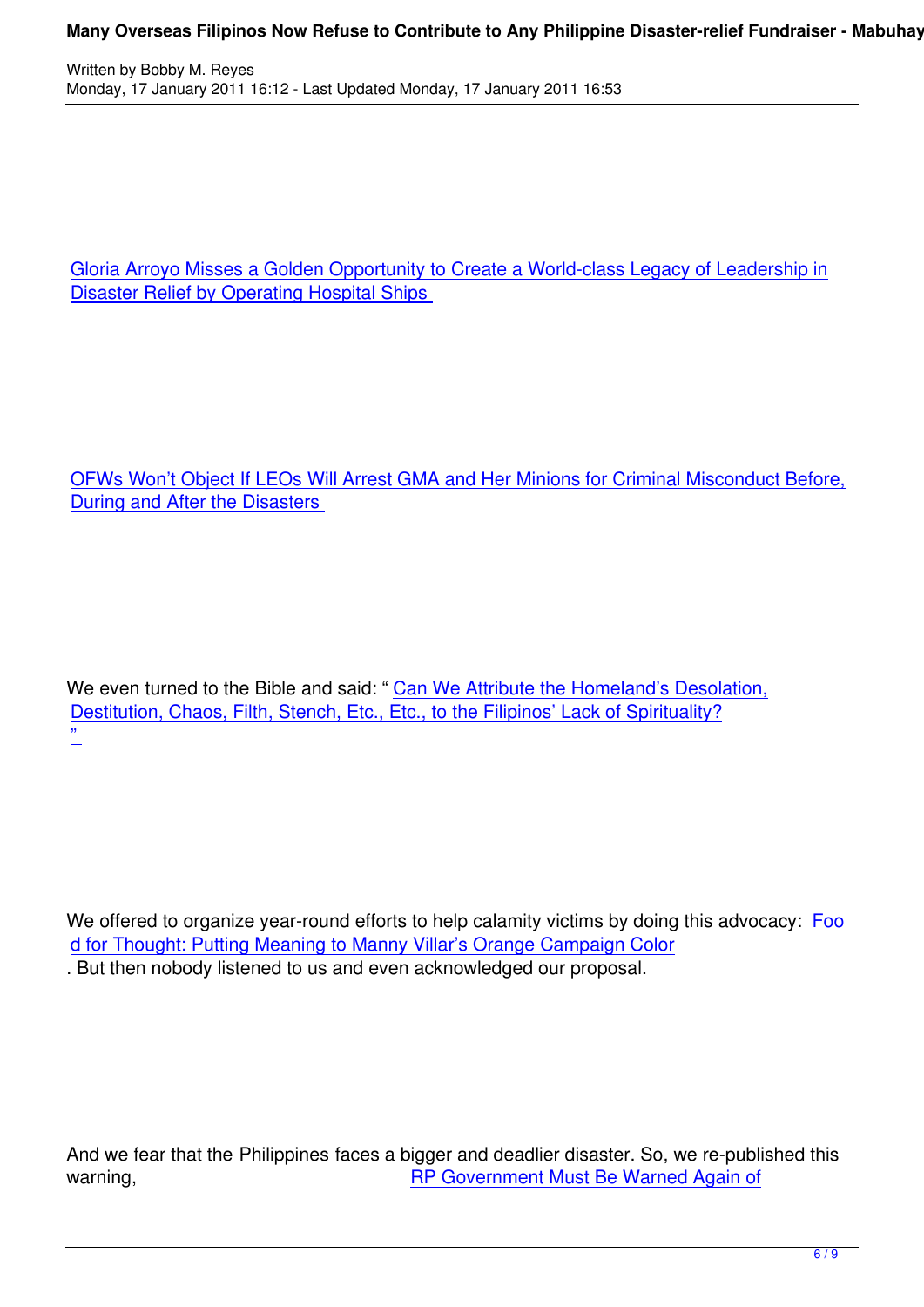Gloria Arroyo Misses a Golden Opportunity to Create a World-class Legacy of Leadership in Disaster Relief by Operating Hospital Ships

OFWs Won't Object If LEOs Will Arrest GMA and Her Minions for Criminal Misconduct Before, During and After the Disasters

We even turned to the Bible and said: " Can We Attribute the Homeland's Desolation, Destitution, Chaos, Filth, Stench, Etc., Etc., to the Filipinos' Lack of Spirituality? "

We offered to organize year-round efforts to help calamity victims by doing this advocacy: Food for Thought: Putting Meaning to Manny Villar's Orange Campaign Color . But then nobody listened to us and even acknowledged our proposal.

And we fear that the Philippines faces a bigger and deadlier disaster. So, we re-published this warning, RP Government Must Be Warned Again of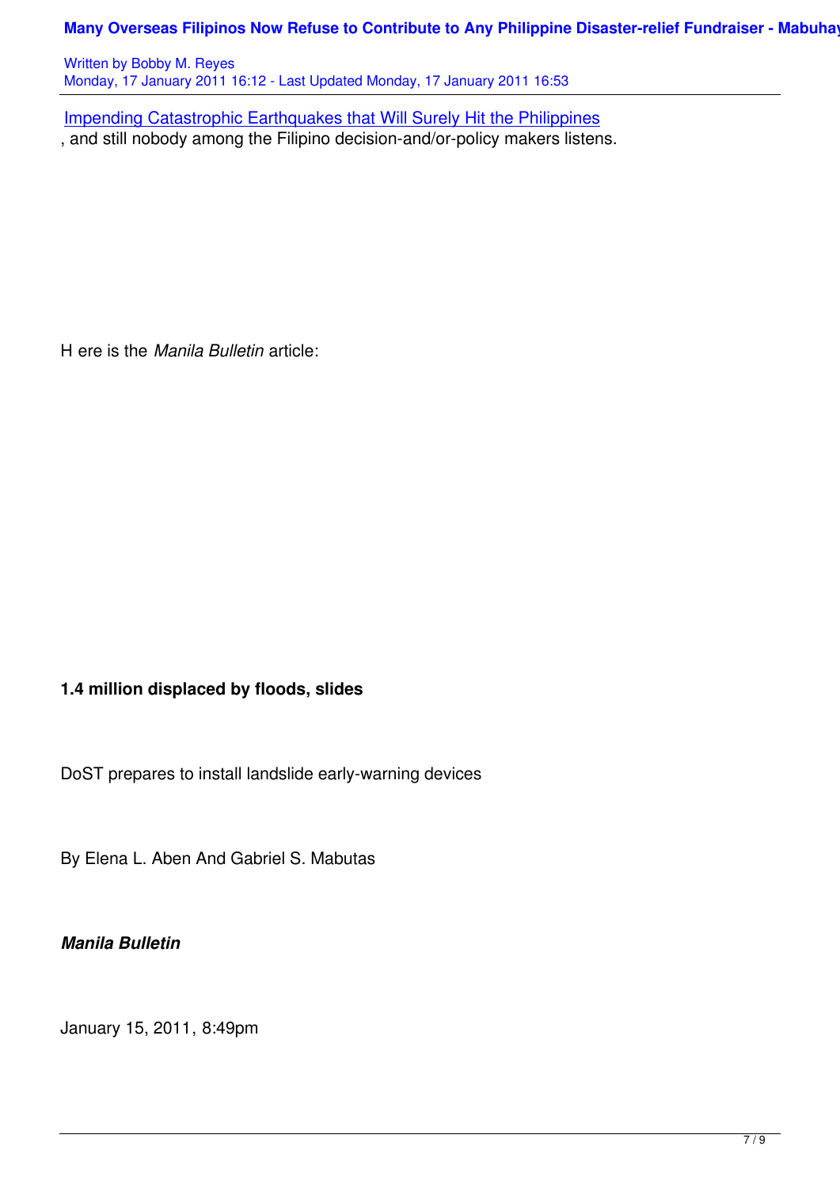Impending Catastrophic Earthquakes that Will Surely Hit the Philippines, and still nobody among the Filipino decision-and/or-policy makers listens.

H ere is the *Manila Bulletin* article:

**1.4 million displaced by floods, slides**

DoST prepares to install landslide early-warning devices

By Elena L. Aben And Gabriel S. Mabutas

***Manila Bulletin***

January 15, 2011, 8:49pm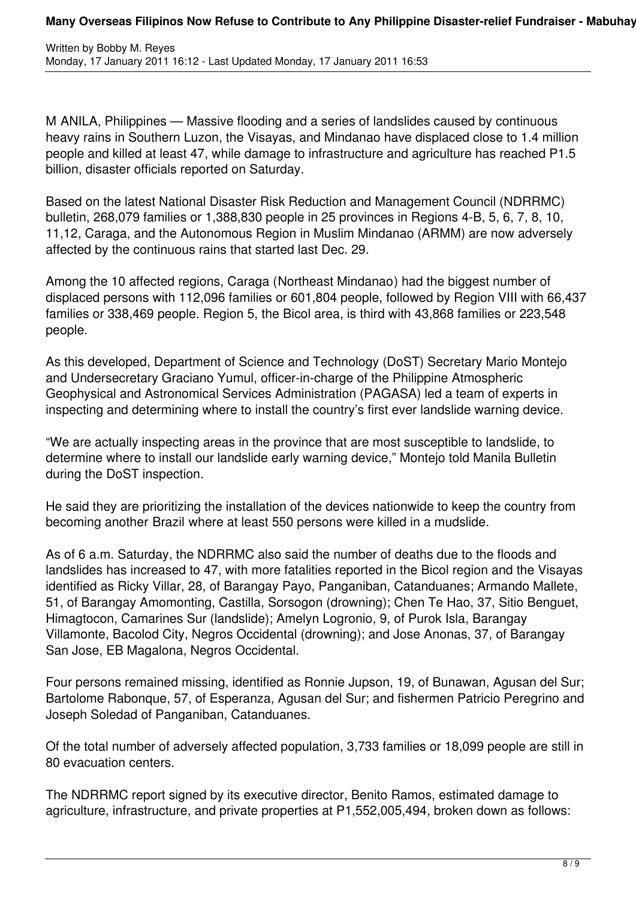M ANILA, Philippines — Massive flooding and a series of landslides caused by continuous heavy rains in Southern Luzon, the Visayas, and Mindanao have displaced close to 1.4 million people and killed at least 47, while damage to infrastructure and agriculture has reached P1.5 billion, disaster officials reported on Saturday.

Based on the latest National Disaster Risk Reduction and Management Council (NDRRMC) bulletin, 268,079 families or 1,388,830 people in 25 provinces in Regions 4-B, 5, 6, 7, 8, 10, 11,12, Caraga, and the Autonomous Region in Muslim Mindanao (ARMM) are now adversely affected by the continuous rains that started last Dec. 29.

Among the 10 affected regions, Caraga (Northeast Mindanao) had the biggest number of displaced persons with 112,096 families or 601,804 people, followed by Region VIII with 66,437 families or 338,469 people. Region 5, the Bicol area, is third with 43,868 families or 223,548 people.

As this developed, Department of Science and Technology (DoST) Secretary Mario Montejo and Undersecretary Graciano Yumul, officer-in-charge of the Philippine Atmospheric Geophysical and Astronomical Services Administration (PAGASA) led a team of experts in inspecting and determining where to install the country's first ever landslide warning device.

"We are actually inspecting areas in the province that are most susceptible to landslide, to determine where to install our landslide early warning device," Montejo told Manila Bulletin during the DoST inspection.

He said they are prioritizing the installation of the devices nationwide to keep the country from becoming another Brazil where at least 550 persons were killed in a mudslide.

As of 6 a.m. Saturday, the NDRRMC also said the number of deaths due to the floods and landslides has increased to 47, with more fatalities reported in the Bicol region and the Visayas identified as Ricky Villar, 28, of Barangay Payo, Panganiban, Catanduanes; Armando Mallete, 51, of Barangay Amomonting, Castilla, Sorsogon (drowning); Chen Te Hao, 37, Sitio Benguet, Himagtocon, Camarines Sur (landslide); Amelyn Logronio, 9, of Purok Isla, Barangay Villamonte, Bacolod City, Negros Occidental (drowning); and Jose Anonas, 37, of Barangay San Jose, EB Magalona, Negros Occidental.

Four persons remained missing, identified as Ronnie Jupson, 19, of Bunawan, Agusan del Sur; Bartolome Rabonque, 57, of Esperanza, Agusan del Sur; and fishermen Patricio Peregrino and Joseph Soledad of Panganiban, Catanduanes.

Of the total number of adversely affected population, 3,733 families or 18,099 people are still in 80 evacuation centers.

The NDRRMC report signed by its executive director, Benito Ramos, estimated damage to agriculture, infrastructure, and private properties at P1,552,005,494, broken down as follows: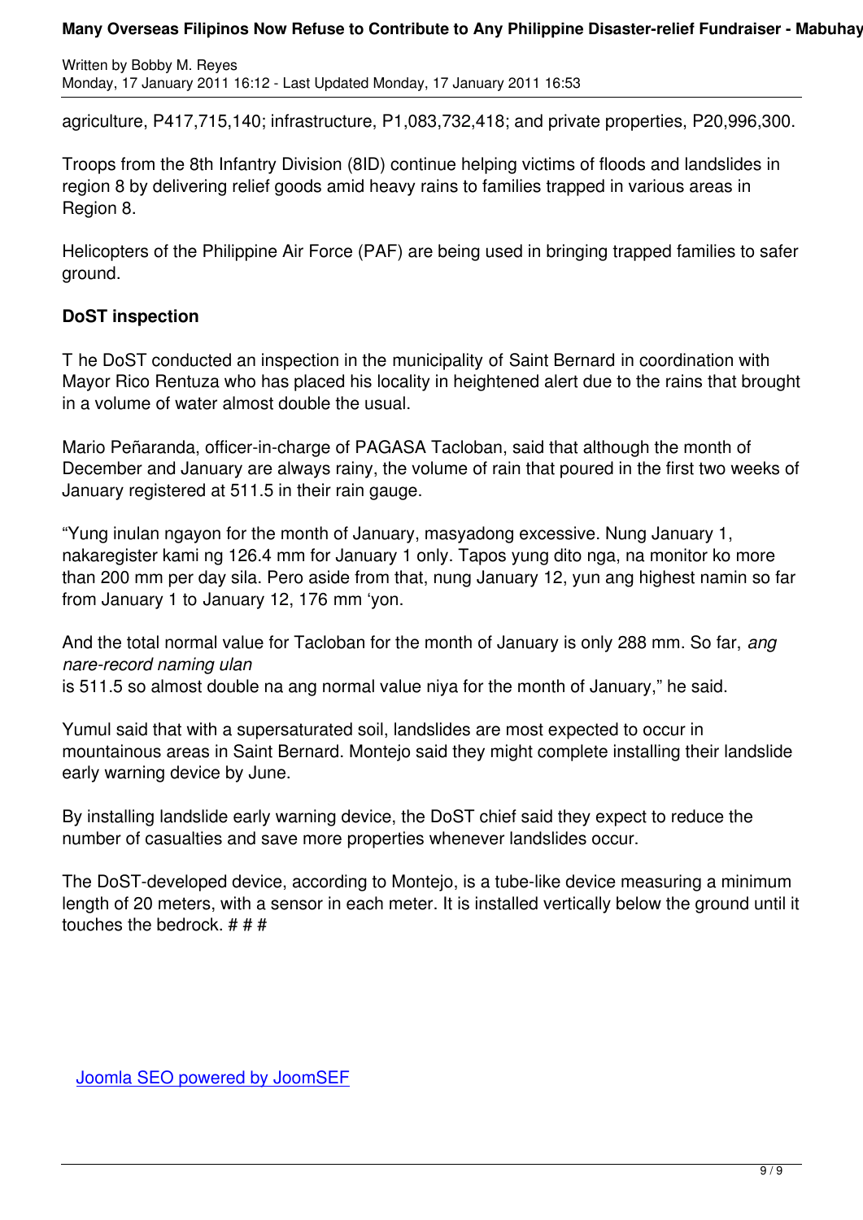agriculture, P417,715,140; infrastructure, P1,083,732,418; and private properties, P20,996,300.

Troops from the 8th Infantry Division (8ID) continue helping victims of floods and landslides in region 8 by delivering relief goods amid heavy rains to families trapped in various areas in Region 8.

Helicopters of the Philippine Air Force (PAF) are being used in bringing trapped families to safer ground.

**DoST inspection**

T he DoST conducted an inspection in the municipality of Saint Bernard in coordination with Mayor Rico Rentuza who has placed his locality in heightened alert due to the rains that brought in a volume of water almost double the usual.

Mario Peñaranda, officer-in-charge of PAGASA Tacloban, said that although the month of December and January are always rainy, the volume of rain that poured in the first two weeks of January registered at 511.5 in their rain gauge.

"Yung inulan ngayon for the month of January, masyadong excessive. Nung January 1, nakaregister kami ng 126.4 mm for January 1 only. Tapos yung dito nga, na monitor ko more than 200 mm per day sila. Pero aside from that, nung January 12, yun ang highest namin so far from January 1 to January 12, 176 mm 'yon.

And the total normal value for Tacloban for the month of January is only 288 mm. So far, *ang nare-record naming ulan* is 511.5 so almost double na ang normal value niya for the month of January," he said.

Yumul said that with a supersaturated soil, landslides are most expected to occur in mountainous areas in Saint Bernard. Montejo said they might complete installing their landslide early warning device by June.

By installing landslide early warning device, the DoST chief said they expect to reduce the number of casualties and save more properties whenever landslides occur.

The DoST-developed device, according to Montejo, is a tube-like device measuring a minimum length of 20 meters, with a sensor in each meter. It is installed vertically below the ground until it touches the bedrock. # # #

Joomla SEO powered by JoomSEF